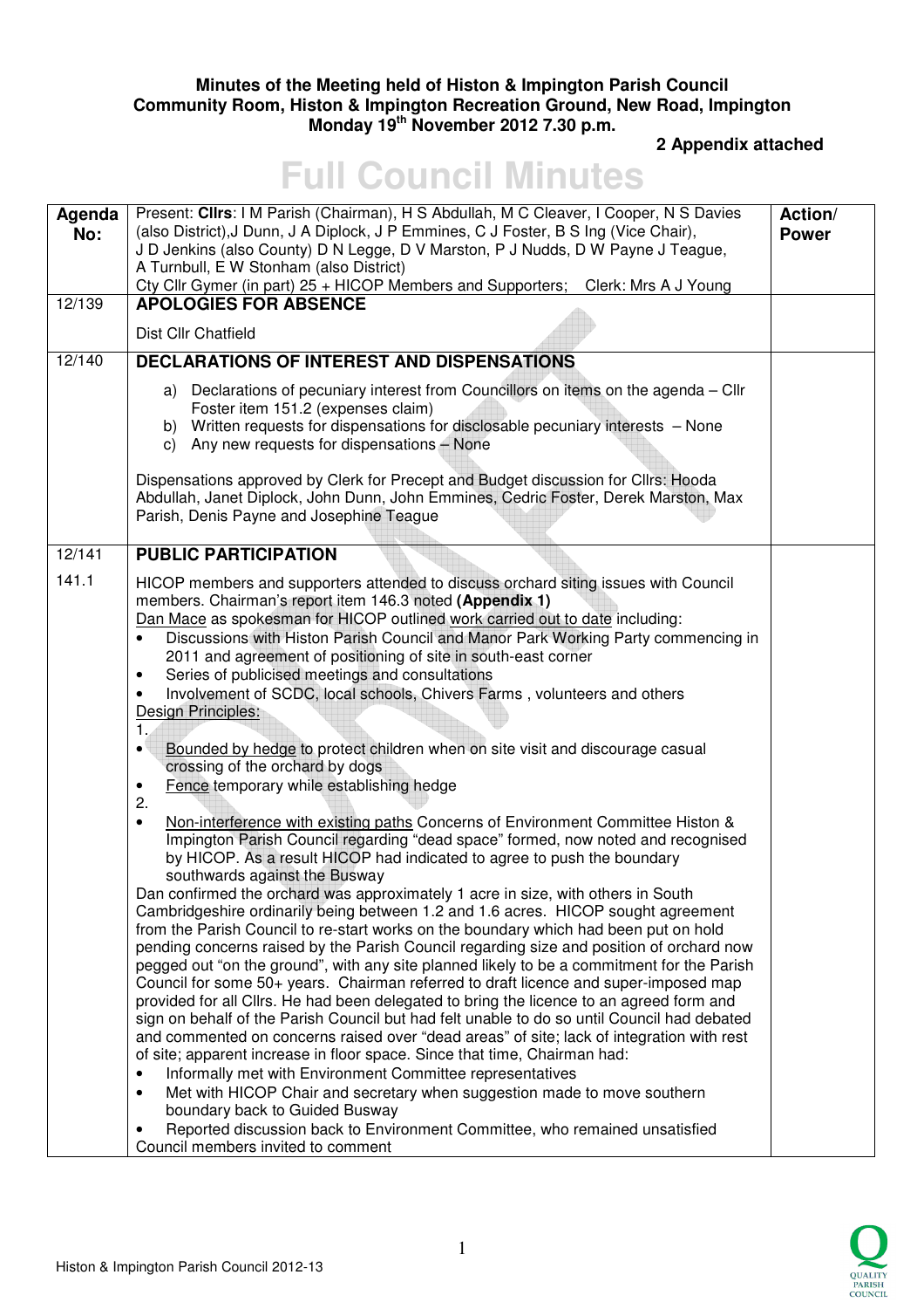**Minutes of the Meeting held of Histon & Impington Parish Council**
**Community Room, Histon & Impington Recreation Ground, New Road, Impington**
**Monday 19th November 2012 7.30 p.m.**

**2 Appendix attached**

# Full Council Minutes

| Agenda No: | Present: **Cllrs**: I M Parish (Chairman), H S Abdullah, M C Cleaver, I Cooper, N S Davies (also District),J Dunn, J A Diplock, J P Emmines, C J Foster, B S Ing (Vice Chair), J D Jenkins (also County) D N Legge, D V Marston, P J Nudds, D W Payne J Teague, A Turnbull, E W Stonham (also District)<br>Cty Cllr Gymer (in part) 25 + HICOP Members and Supporters; Clerk: Mrs A J Young | Action/ Power |
|---|---|---|
| 12/139 | **APOLOGIES FOR ABSENCE**<br><br>Dist Cllr Chatfield | |
| 12/140 | **DECLARATIONS OF INTEREST AND DISPENSATIONS**<br><br>a) Declarations of pecuniary interest from Councillors on items on the agenda – Cllr Foster item 151.2 (expenses claim)<br>b) Written requests for dispensations for disclosable pecuniary interests – None<br>c) Any new requests for dispensations – None<br><br>Dispensations approved by Clerk for Precept and Budget discussion for Cllrs: Hooda Abdullah, Janet Diplock, John Dunn, John Emmines, Cedric Foster, Derek Marston, Max Parish, Denis Payne and Josephine Teague | |
| 12/141 | **PUBLIC PARTICIPATION** | |
| 141.1 | HICOP members and supporters attended to discuss orchard siting issues with Council members. Chairman's report item 146.3 noted **(Appendix 1)**<br>Dan Mace as spokesman for HICOP outlined work carried out to date including:<br>• Discussions with Histon Parish Council and Manor Park Working Party commencing in 2011 and agreement of positioning of site in south-east corner<br>• Series of publicised meetings and consultations<br>• Involvement of SCDC, local schools, Chivers Farms , volunteers and others<br>Design Principles:<br>1.<br>• Bounded by hedge to protect children when on site visit and discourage casual crossing of the orchard by dogs<br>• Fence temporary while establishing hedge<br>2.<br>• Non-interference with existing paths Concerns of Environment Committee Histon & Impington Parish Council regarding "dead space" formed, now noted and recognised by HICOP. As a result HICOP had indicated to agree to push the boundary southwards against the Busway<br>Dan confirmed the orchard was approximately 1 acre in size, with others in South Cambridgeshire ordinarily being between 1.2 and 1.6 acres. HICOP sought agreement from the Parish Council to re-start works on the boundary which had been put on hold pending concerns raised by the Parish Council regarding size and position of orchard now pegged out "on the ground", with any site planned likely to be a commitment for the Parish Council for some 50+ years. Chairman referred to draft licence and super-imposed map provided for all Cllrs. He had been delegated to bring the licence to an agreed form and sign on behalf of the Parish Council but had felt unable to do so until Council had debated and commented on concerns raised over "dead areas" of site; lack of integration with rest of site; apparent increase in floor space. Since that time, Chairman had:<br>• Informally met with Environment Committee representatives<br>• Met with HICOP Chair and secretary when suggestion made to move southern boundary back to Guided Busway<br>• Reported discussion back to Environment Committee, who remained unsatisfied<br>Council members invited to comment | |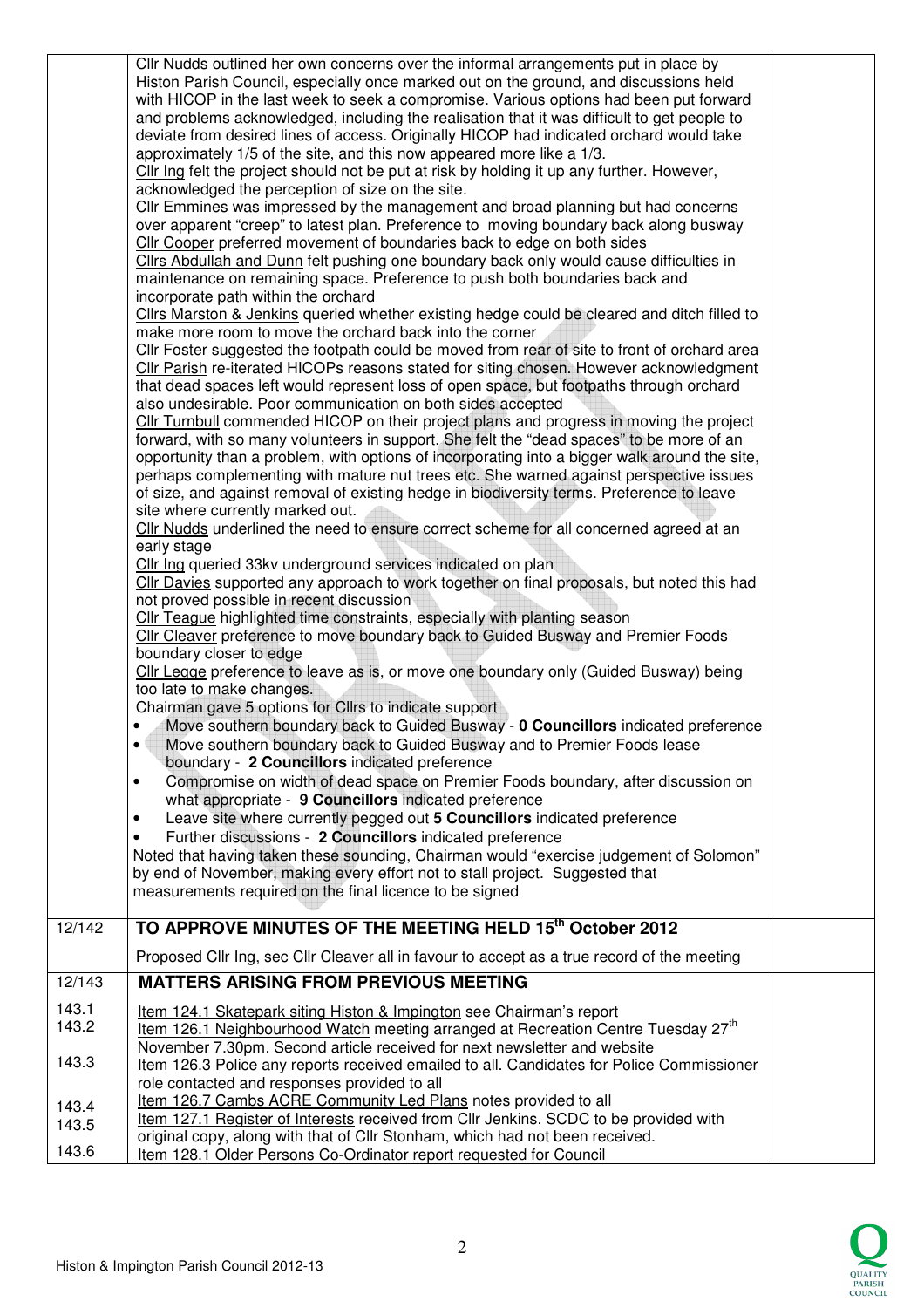| | | |
|---|---|---|
| | Cllr Nudds outlined her own concerns over the informal arrangements put in place by Histon Parish Council, especially once marked out on the ground, and discussions held with HICOP in the last week to seek a compromise. Various options had been put forward and problems acknowledged, including the realisation that it was difficult to get people to deviate from desired lines of access. Originally HICOP had indicated orchard would take approximately 1/5 of the site, and this now appeared more like a 1/3.<br>Cllr Ing felt the project should not be put at risk by holding it up any further. However, acknowledged the perception of size on the site.<br>Cllr Emmines was impressed by the management and broad planning but had concerns over apparent "creep" to latest plan. Preference to moving boundary back along busway<br>Cllr Cooper preferred movement of boundaries back to edge on both sides<br>Cllrs Abdullah and Dunn felt pushing one boundary back only would cause difficulties in maintenance on remaining space. Preference to push both boundaries back and incorporate path within the orchard<br>Cllrs Marston & Jenkins queried whether existing hedge could be cleared and ditch filled to make more room to move the orchard back into the corner<br>Cllr Foster suggested the footpath could be moved from rear of site to front of orchard area<br>Cllr Parish re-iterated HICOPs reasons stated for siting chosen. However acknowledgment that dead spaces left would represent loss of open space, but footpaths through orchard also undesirable. Poor communication on both sides accepted<br>Cllr Turnbull commended HICOP on their project plans and progress in moving the project forward, with so many volunteers in support. She felt the "dead spaces" to be more of an opportunity than a problem, with options of incorporating into a bigger walk around the site, perhaps complementing with mature nut trees etc. She warned against perspective issues of size, and against removal of existing hedge in biodiversity terms. Preference to leave site where currently marked out.<br>Cllr Nudds underlined the need to ensure correct scheme for all concerned agreed at an early stage<br>Cllr Ing queried 33kv underground services indicated on plan<br>Cllr Davies supported any approach to work together on final proposals, but noted this had not proved possible in recent discussion<br>Cllr Teague highlighted time constraints, especially with planting season<br>Cllr Cleaver preference to move boundary back to Guided Busway and Premier Foods boundary closer to edge<br>Cllr Legge preference to leave as is, or move one boundary only (Guided Busway) being too late to make changes.<br>Chairman gave 5 options for Cllrs to indicate support<br>• Move southern boundary back to Guided Busway - **0 Councillors** indicated preference<br>• Move southern boundary back to Guided Busway and to Premier Foods lease boundary - **2 Councillors** indicated preference<br>• Compromise on width of dead space on Premier Foods boundary, after discussion on what appropriate - **9 Councillors** indicated preference<br>• Leave site where currently pegged out **5 Councillors** indicated preference<br>• Further discussions - **2 Councillors** indicated preference<br>Noted that having taken these sounding, Chairman would "exercise judgement of Solomon" by end of November, making every effort not to stall project. Suggested that measurements required on the final licence to be signed | |
| 12/142 | **TO APPROVE MINUTES OF THE MEETING HELD 15th October 2012**<br><br>Proposed Cllr Ing, sec Cllr Cleaver all in favour to accept as a true record of the meeting | |
| 12/143 | **MATTERS ARISING FROM PREVIOUS MEETING** | |
| 143.1 | Item 124.1 Skatepark siting Histon & Impington see Chairman's report | |
| 143.2 | Item 126.1 Neighbourhood Watch meeting arranged at Recreation Centre Tuesday 27th November 7.30pm. Second article received for next newsletter and website | |
| 143.3 | Item 126.3 Police any reports received emailed to all. Candidates for Police Commissioner role contacted and responses provided to all | |
| 143.4 | Item 126.7 Cambs ACRE Community Led Plans notes provided to all | |
| 143.5 | Item 127.1 Register of Interests received from Cllr Jenkins. SCDC to be provided with original copy, along with that of Cllr Stonham, which had not been received. | |
| 143.6 | Item 128.1 Older Persons Co-Ordinator report requested for Council | |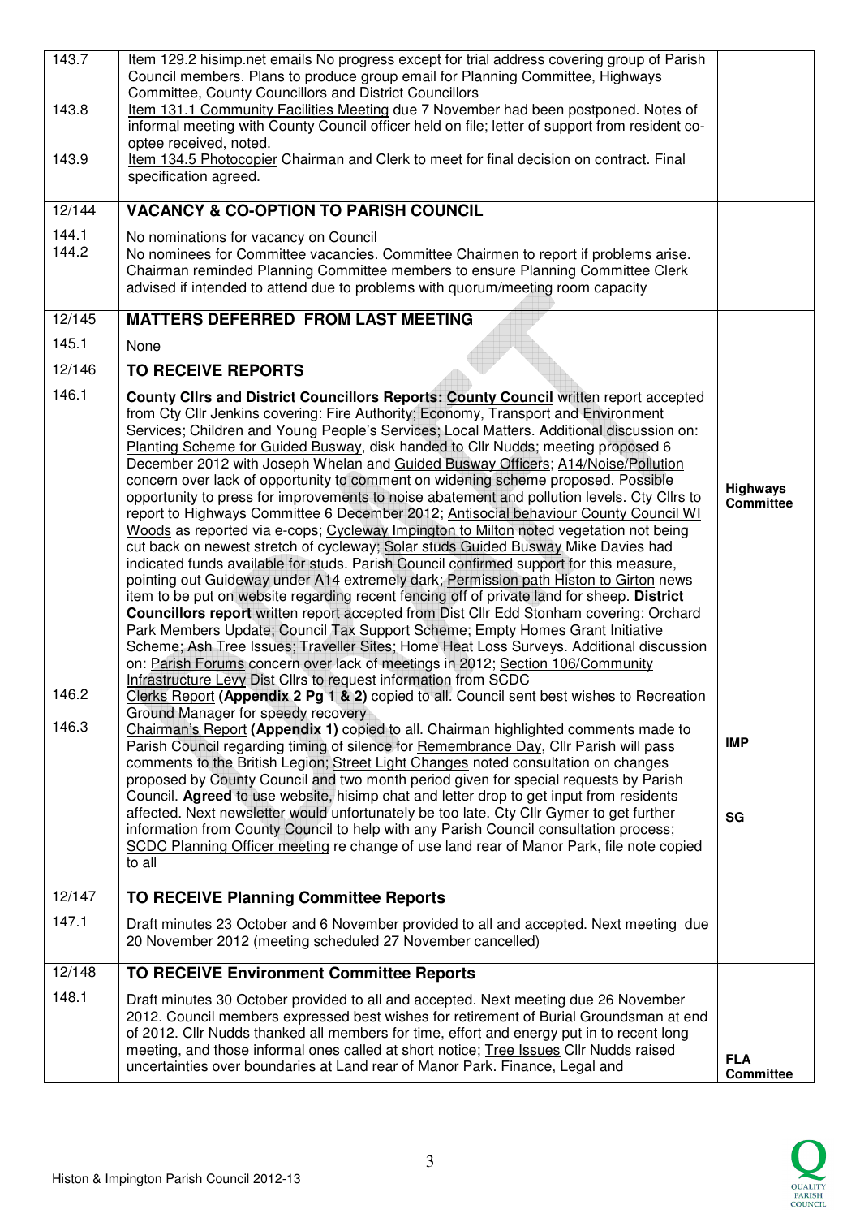| | | |
|---|---|---|
| 143.7 | Item 129.2 hisimp.net emails No progress except for trial address covering group of Parish Council members. Plans to produce group email for Planning Committee, Highways Committee, County Councillors and District Councillors | |
| 143.8 | Item 131.1 Community Facilities Meeting due 7 November had been postponed. Notes of informal meeting with County Council officer held on file; letter of support from resident co-optee received, noted. | |
| 143.9 | Item 134.5 Photocopier Chairman and Clerk to meet for final decision on contract. Final specification agreed. | |
| 12/144 | **VACANCY & CO-OPTION TO PARISH COUNCIL** | |
| 144.1 | No nominations for vacancy on Council | |
| 144.2 | No nominees for Committee vacancies. Committee Chairmen to report if problems arise. Chairman reminded Planning Committee members to ensure Planning Committee Clerk advised if intended to attend due to problems with quorum/meeting room capacity | |
| 12/145 | **MATTERS DEFERRED FROM LAST MEETING** | |
| 145.1 | None | |
| 12/146 | **TO RECEIVE REPORTS** | |
| 146.1 | **County Cllrs and District Councillors Reports: County Council** written report accepted from Cty Cllr Jenkins covering: Fire Authority; Economy, Transport and Environment Services; Children and Young People's Services; Local Matters. Additional discussion on: Planting Scheme for Guided Busway, disk handed to Cllr Nudds; meeting proposed 6 December 2012 with Joseph Whelan and Guided Busway Officers; A14/Noise/Pollution concern over lack of opportunity to comment on widening scheme proposed. Possible opportunity to press for improvements to noise abatement and pollution levels. Cty Cllrs to report to Highways Committee 6 December 2012; Antisocial behaviour County Council WI Woods as reported via e-cops; Cycleway Impington to Milton noted vegetation not being cut back on newest stretch of cycleway; Solar studs Guided Busway Mike Davies had indicated funds available for studs. Parish Council confirmed support for this measure, pointing out Guideway under A14 extremely dark; Permission path Histon to Girton news item to be put on website regarding recent fencing off of private land for sheep. **District Councillors report** written report accepted from Dist Cllr Edd Stonham covering: Orchard Park Members Update; Council Tax Support Scheme; Empty Homes Grant Initiative Scheme; Ash Tree Issues; Traveller Sites; Home Heat Loss Surveys. Additional discussion on: Parish Forums concern over lack of meetings in 2012; Section 106/Community Infrastructure Levy Dist Cllrs to request information from SCDC | **Highways Committee** |
| 146.2 | Clerks Report **(Appendix 2 Pg 1 & 2)** copied to all. Council sent best wishes to Recreation Ground Manager for speedy recovery | |
| 146.3 | Chairman's Report **(Appendix 1)** copied to all. Chairman highlighted comments made to Parish Council regarding timing of silence for Remembrance Day, Cllr Parish will pass comments to the British Legion; Street Light Changes noted consultation on changes proposed by County Council and two month period given for special requests by Parish Council. **Agreed** to use website, hisimp chat and letter drop to get input from residents affected. Next newsletter would unfortunately be too late. Cty Cllr Gymer to get further information from County Council to help with any Parish Council consultation process; SCDC Planning Officer meeting re change of use land rear of Manor Park, file note copied to all | **IMP**<br><br>**SG** |
| 12/147 | **TO RECEIVE Planning Committee Reports** | |
| 147.1 | Draft minutes 23 October and 6 November provided to all and accepted. Next meeting due 20 November 2012 (meeting scheduled 27 November cancelled) | |
| 12/148 | **TO RECEIVE Environment Committee Reports** | |
| 148.1 | Draft minutes 30 October provided to all and accepted. Next meeting due 26 November 2012. Council members expressed best wishes for retirement of Burial Groundsman at end of 2012. Cllr Nudds thanked all members for time, effort and energy put in to recent long meeting, and those informal ones called at short notice; Tree Issues Cllr Nudds raised uncertainties over boundaries at Land rear of Manor Park. Finance, Legal and | **FLA Committee** |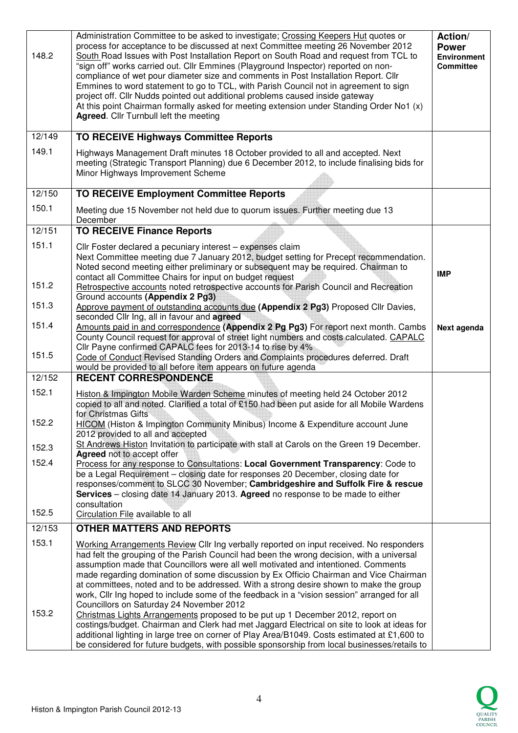| | | |
|---|---|---|
| 148.2 | Administration Committee to be asked to investigate; Crossing Keepers Hut quotes or process for acceptance to be discussed at next Committee meeting 26 November 2012 South Road Issues with Post Installation Report on South Road and request from TCL to "sign off" works carried out. Cllr Emmines (Playground Inspector) reported on non-compliance of wet pour diameter size and comments in Post Installation Report. Cllr Emmines to word statement to go to TCL, with Parish Council not in agreement to sign project off. Cllr Nudds pointed out additional problems caused inside gateway At this point Chairman formally asked for meeting extension under Standing Order No1 (x) **Agreed**. Cllr Turnbull left the meeting | **Action/ Power Environment Committee** |
| 12/149 | **TO RECEIVE Highways Committee Reports** | |
| 149.1 | Highways Management Draft minutes 18 October provided to all and accepted. Next meeting (Strategic Transport Planning) due 6 December 2012, to include finalising bids for Minor Highways Improvement Scheme | |
| 12/150 | **TO RECEIVE Employment Committee Reports** | |
| 150.1 | Meeting due 15 November not held due to quorum issues. Further meeting due 13 December | |
| 12/151 | **TO RECEIVE Finance Reports** | |
| 151.1 | Cllr Foster declared a pecuniary interest – expenses claim Next Committee meeting due 7 January 2012, budget setting for Precept recommendation. Noted second meeting either preliminary or subsequent may be required. Chairman to contact all Committee Chairs for input on budget request | **IMP** |
| 151.2 | Retrospective accounts noted retrospective accounts for Parish Council and Recreation Ground accounts **(Appendix 2 Pg3)** | |
| 151.3 | Approve payment of outstanding accounts due **(Appendix 2 Pg3)** Proposed Cllr Davies, seconded Cllr Ing, all in favour and **agreed** | |
| 151.4 | Amounts paid in and correspondence **(Appendix 2 Pg Pg3)** For report next month. Cambs County Council request for approval of street light numbers and costs calculated. CAPALC Cllr Payne confirmed CAPALC fees for 2013-14 to rise by 4% | **Next agenda** |
| 151.5 | Code of Conduct Revised Standing Orders and Complaints procedures deferred. Draft would be provided to all before item appears on future agenda | |
| 12/152 | **RECENT CORRESPONDENCE** | |
| 152.1 | Histon & Impington Mobile Warden Scheme minutes of meeting held 24 October 2012 copied to all and noted. Clarified a total of £150 had been put aside for all Mobile Wardens for Christmas Gifts | |
| 152.2 | HICOM (Histon & Impington Community Minibus) Income & Expenditure account June 2012 provided to all and accepted | |
| 152.3 | St Andrews Histon Invitation to participate with stall at Carols on the Green 19 December. **Agreed** not to accept offer | |
| 152.4 | Process for any response to Consultations: **Local Government Transparency**: Code to be a Legal Requirement – closing date for responses 20 December, closing date for responses/comment to SLCC 30 November; **Cambridgeshire and Suffolk Fire & rescue Services** – closing date 14 January 2013. **Agreed** no response to be made to either consultation | |
| 152.5 | Circulation File available to all | |
| 12/153 | **OTHER MATTERS AND REPORTS** | |
| 153.1 | Working Arrangements Review Cllr Ing verbally reported on input received. No responders had felt the grouping of the Parish Council had been the wrong decision, with a universal assumption made that Councillors were all well motivated and intentioned. Comments made regarding domination of some discussion by Ex Officio Chairman and Vice Chairman at committees, noted and to be addressed. With a strong desire shown to make the group work, Cllr Ing hoped to include some of the feedback in a "vision session" arranged for all Councillors on Saturday 24 November 2012 | |
| 153.2 | Christmas Lights Arrangements proposed to be put up 1 December 2012, report on costings/budget. Chairman and Clerk had met Jaggard Electrical on site to look at ideas for additional lighting in large tree on corner of Play Area/B1049. Costs estimated at £1,600 to be considered for future budgets, with possible sponsorship from local businesses/retails to | |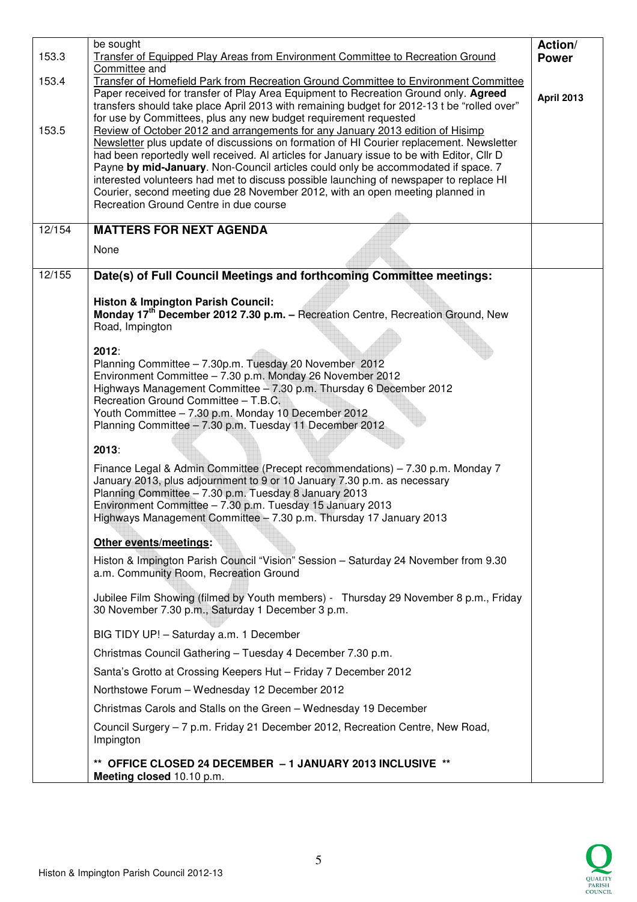| | | |
|---|---|---|
| 153.3<br><br>153.4<br><br><br>153.5 | be sought<br>Transfer of Equipped Play Areas from Environment Committee to Recreation Ground Committee and<br>Transfer of Homefield Park from Recreation Ground Committee to Environment Committee<br>Paper received for transfer of Play Area Equipment to Recreation Ground only. **Agreed** transfers should take place April 2013 with remaining budget for 2012-13 t be "rolled over" for use by Committees, plus any new budget requirement requested<br>Review of October 2012 and arrangements for any January 2013 edition of Hisimp Newsletter plus update of discussions on formation of HI Courier replacement. Newsletter had been reportedly well received. Al articles for January issue to be with Editor, Cllr D Payne **by mid-January**. Non-Council articles could only be accommodated if space. 7 interested volunteers had met to discuss possible launching of newspaper to replace HI Courier, second meeting due 28 November 2012, with an open meeting planned in Recreation Ground Centre in due course | **Action/ Power**<br><br><br>**April 2013** |
| 12/154 | **MATTERS FOR NEXT AGENDA**<br><br>None | |
| 12/155 | **Date(s) of Full Council Meetings and forthcoming Committee meetings:**<br><br>**Histon & Impington Parish Council:**<br>**Monday 17th December 2012 7.30 p.m. –** Recreation Centre, Recreation Ground, New Road, Impington<br><br>**2012**:<br>Planning Committee – 7.30p.m. Tuesday 20 November 2012<br>Environment Committee – 7.30 p.m. Monday 26 November 2012<br>Highways Management Committee – 7.30 p.m. Thursday 6 December 2012<br>Recreation Ground Committee – T.B.C.<br>Youth Committee – 7.30 p.m. Monday 10 December 2012<br>Planning Committee – 7.30 p.m. Tuesday 11 December 2012<br><br>**2013**:<br>Finance Legal & Admin Committee (Precept recommendations) – 7.30 p.m. Monday 7 January 2013, plus adjournment to 9 or 10 January 7.30 p.m. as necessary<br>Planning Committee – 7.30 p.m. Tuesday 8 January 2013<br>Environment Committee – 7.30 p.m. Tuesday 15 January 2013<br>Highways Management Committee – 7.30 p.m. Thursday 17 January 2013<br><br>**Other events/meetings:**<br>Histon & Impington Parish Council "Vision" Session – Saturday 24 November from 9.30 a.m. Community Room, Recreation Ground<br><br>Jubilee Film Showing (filmed by Youth members) - Thursday 29 November 8 p.m., Friday 30 November 7.30 p.m., Saturday 1 December 3 p.m.<br><br>BIG TIDY UP! – Saturday a.m. 1 December<br><br>Christmas Council Gathering – Tuesday 4 December 7.30 p.m.<br><br>Santa's Grotto at Crossing Keepers Hut – Friday 7 December 2012<br><br>Northstowe Forum – Wednesday 12 December 2012<br><br>Christmas Carols and Stalls on the Green – Wednesday 19 December<br><br>Council Surgery – 7 p.m. Friday 21 December 2012, Recreation Centre, New Road, Impington<br><br>**\*\* OFFICE CLOSED 24 DECEMBER – 1 JANUARY 2013 INCLUSIVE \*\***<br>**Meeting closed** 10.10 p.m. | |